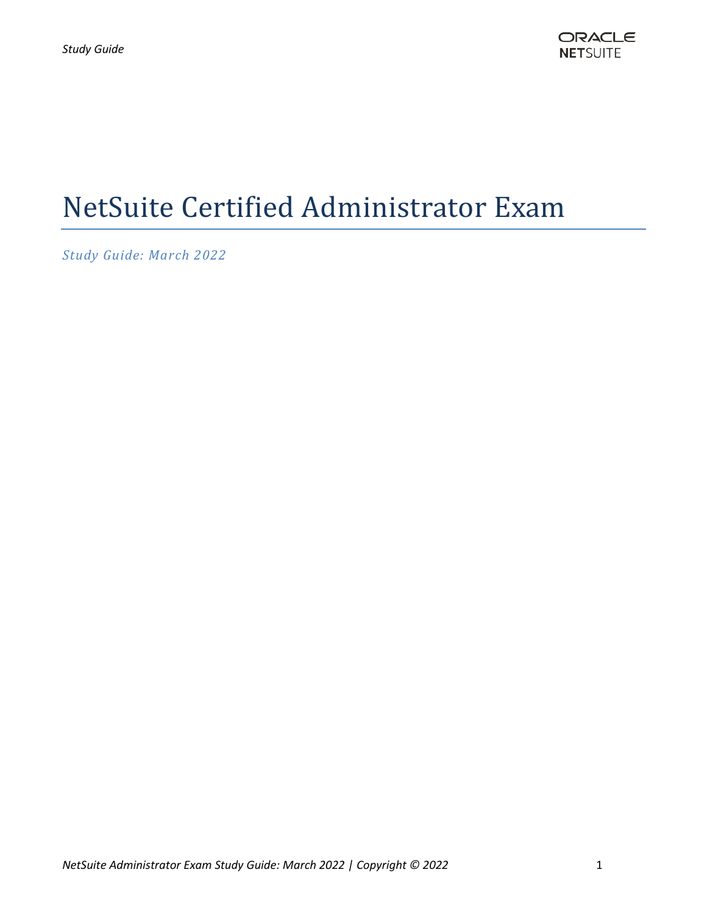# NetSuite Certified Administrator Exam

*Study Guide: March 2022*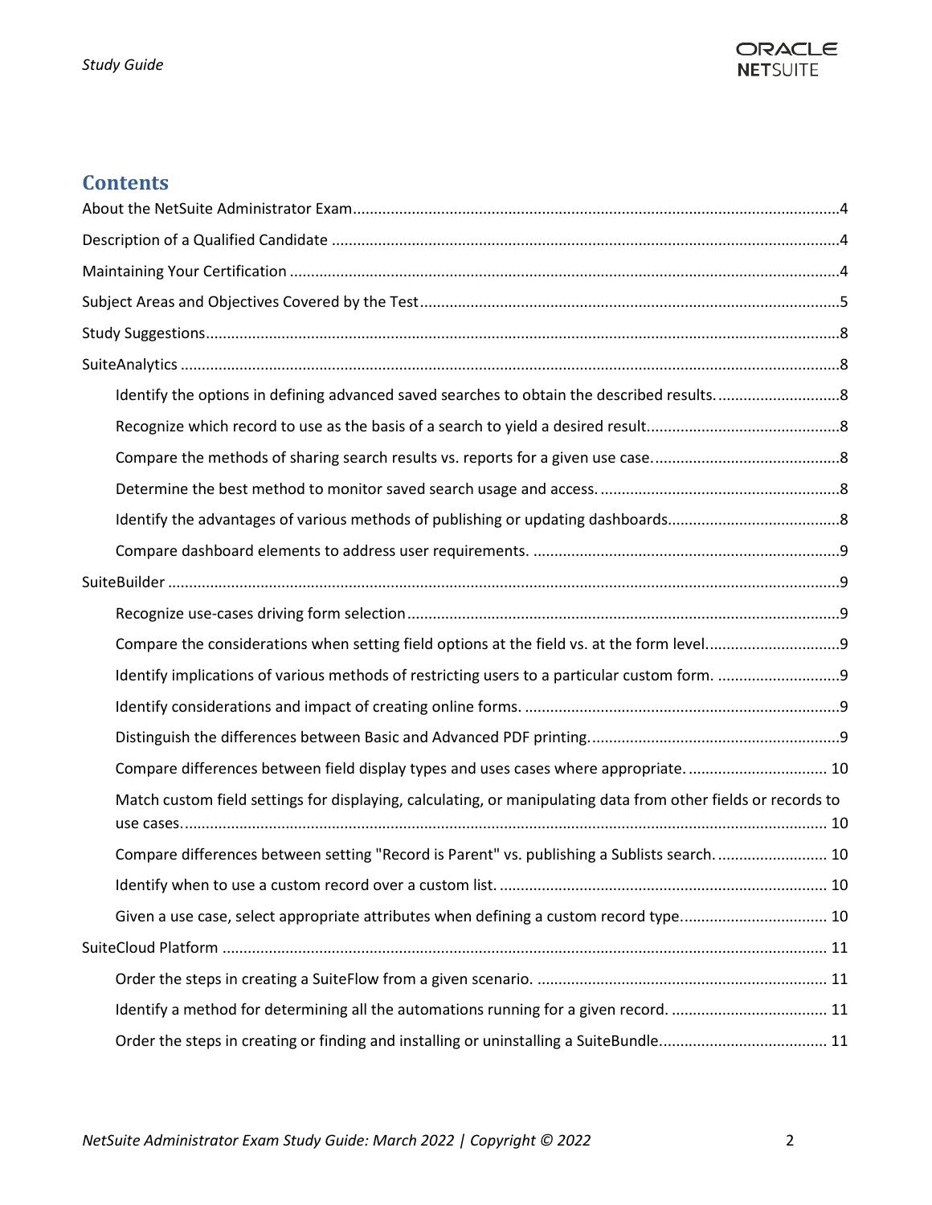## Contents

About the NetSuite Administrator Exam....4

Description of a Qualified Candidate....4

Maintaining Your Certification....4

Subject Areas and Objectives Covered by the Test....5

Study Suggestions....8

SuiteAnalytics....8

- Identify the options in defining advanced saved searches to obtain the described results....8
- Recognize which record to use as the basis of a search to yield a desired result....8
- Compare the methods of sharing search results vs. reports for a given use case....8
- Determine the best method to monitor saved search usage and access....8
- Identify the advantages of various methods of publishing or updating dashboards....8
- Compare dashboard elements to address user requirements....9

SuiteBuilder....9

- Recognize use-cases driving form selection....9
- Compare the considerations when setting field options at the field vs. at the form level....9
- Identify implications of various methods of restricting users to a particular custom form....9
- Identify considerations and impact of creating online forms....9
- Distinguish the differences between Basic and Advanced PDF printing....9
- Compare differences between field display types and uses cases where appropriate....10
- Match custom field settings for displaying, calculating, or manipulating data from other fields or records to use cases....10
- Compare differences between setting "Record is Parent" vs. publishing a Sublists search....10
- Identify when to use a custom record over a custom list....10
- Given a use case, select appropriate attributes when defining a custom record type....10

SuiteCloud Platform....11

- Order the steps in creating a SuiteFlow from a given scenario....11
- Identify a method for determining all the automations running for a given record....11
- Order the steps in creating or finding and installing or uninstalling a SuiteBundle....11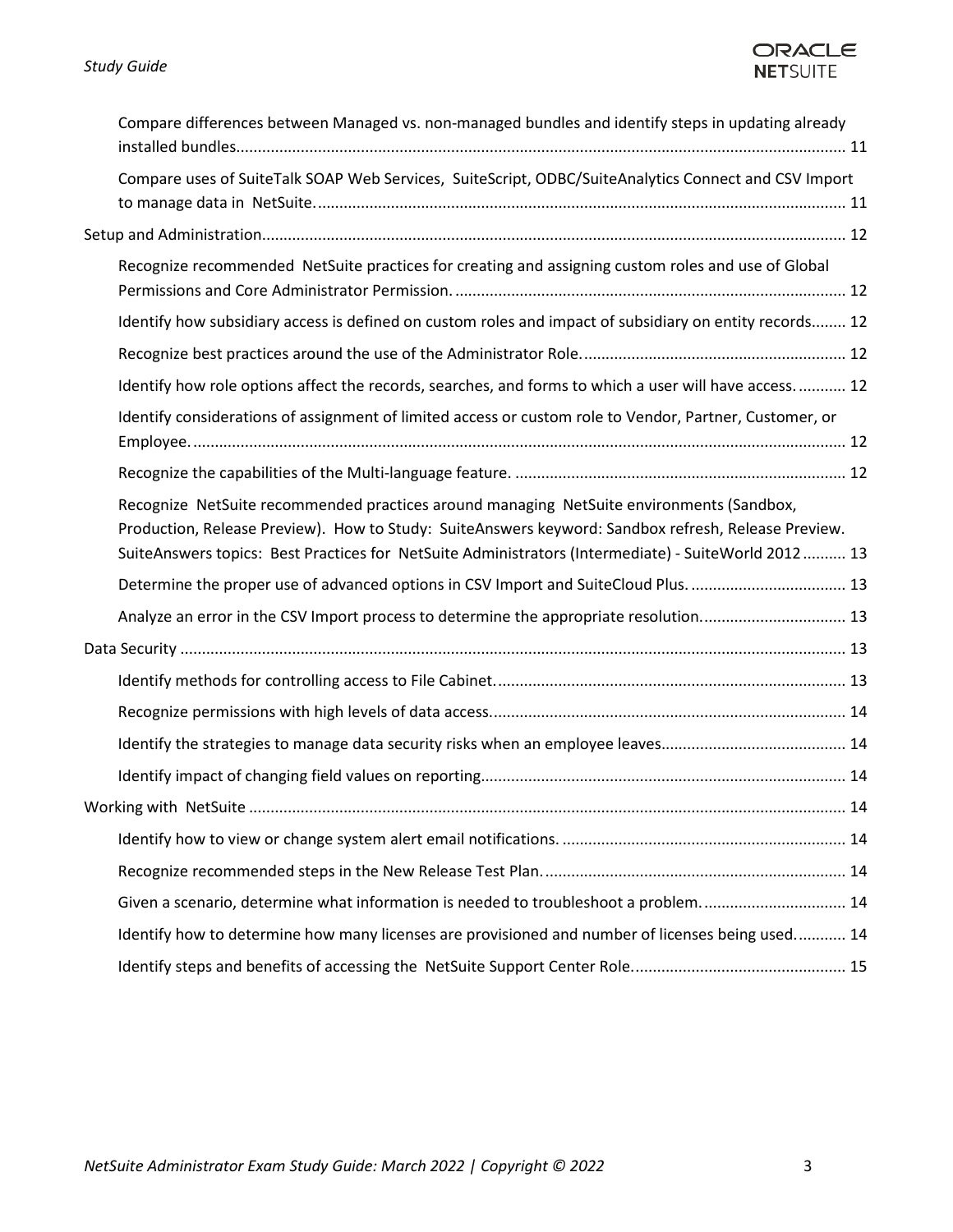- Compare differences between Managed vs. non-managed bundles and identify steps in updating already installed bundles............ 11
- Compare uses of SuiteTalk SOAP Web Services, SuiteScript, ODBC/SuiteAnalytics Connect and CSV Import to manage data in NetSuite............ 11

Setup and Administration............ 12

- Recognize recommended NetSuite practices for creating and assigning custom roles and use of Global Permissions and Core Administrator Permission............ 12
- Identify how subsidiary access is defined on custom roles and impact of subsidiary on entity records............ 12
- Recognize best practices around the use of the Administrator Role............ 12
- Identify how role options affect the records, searches, and forms to which a user will have access............ 12
- Identify considerations of assignment of limited access or custom role to Vendor, Partner, Customer, or Employee............ 12
- Recognize the capabilities of the Multi-language feature............ 12
- Recognize NetSuite recommended practices around managing NetSuite environments (Sandbox, Production, Release Preview). How to Study: SuiteAnswers keyword: Sandbox refresh, Release Preview. SuiteAnswers topics: Best Practices for NetSuite Administrators (Intermediate) - SuiteWorld 2012............ 13
- Determine the proper use of advanced options in CSV Import and SuiteCloud Plus............ 13
- Analyze an error in the CSV Import process to determine the appropriate resolution............ 13

Data Security............ 13

- Identify methods for controlling access to File Cabinet............ 13
- Recognize permissions with high levels of data access............ 14
- Identify the strategies to manage data security risks when an employee leaves............ 14
- Identify impact of changing field values on reporting............ 14

Working with NetSuite............ 14

- Identify how to view or change system alert email notifications............ 14
- Recognize recommended steps in the New Release Test Plan............ 14
- Given a scenario, determine what information is needed to troubleshoot a problem............ 14
- Identify how to determine how many licenses are provisioned and number of licenses being used............ 14
- Identify steps and benefits of accessing the NetSuite Support Center Role............ 15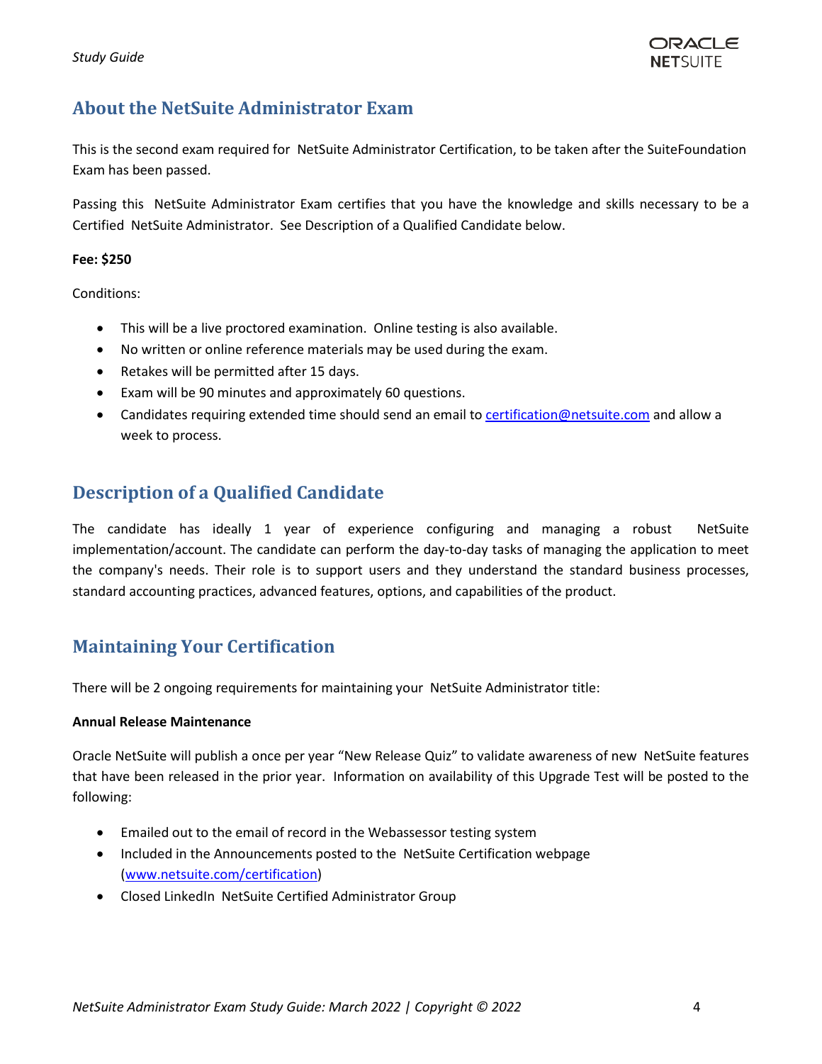## About the NetSuite Administrator Exam

This is the second exam required for NetSuite Administrator Certification, to be taken after the SuiteFoundation Exam has been passed.

Passing this NetSuite Administrator Exam certifies that you have the knowledge and skills necessary to be a Certified NetSuite Administrator. See Description of a Qualified Candidate below.

**Fee: $250**

Conditions:

- This will be a live proctored examination. Online testing is also available.
- No written or online reference materials may be used during the exam.
- Retakes will be permitted after 15 days.
- Exam will be 90 minutes and approximately 60 questions.
- Candidates requiring extended time should send an email to certification@netsuite.com and allow a week to process.

## Description of a Qualified Candidate

The candidate has ideally 1 year of experience configuring and managing a robust NetSuite implementation/account. The candidate can perform the day-to-day tasks of managing the application to meet the company's needs. Their role is to support users and they understand the standard business processes, standard accounting practices, advanced features, options, and capabilities of the product.

## Maintaining Your Certification

There will be 2 ongoing requirements for maintaining your NetSuite Administrator title:

**Annual Release Maintenance**

Oracle NetSuite will publish a once per year "New Release Quiz" to validate awareness of new NetSuite features that have been released in the prior year. Information on availability of this Upgrade Test will be posted to the following:

- Emailed out to the email of record in the Webassessor testing system
- Included in the Announcements posted to the NetSuite Certification webpage (www.netsuite.com/certification)
- Closed LinkedIn NetSuite Certified Administrator Group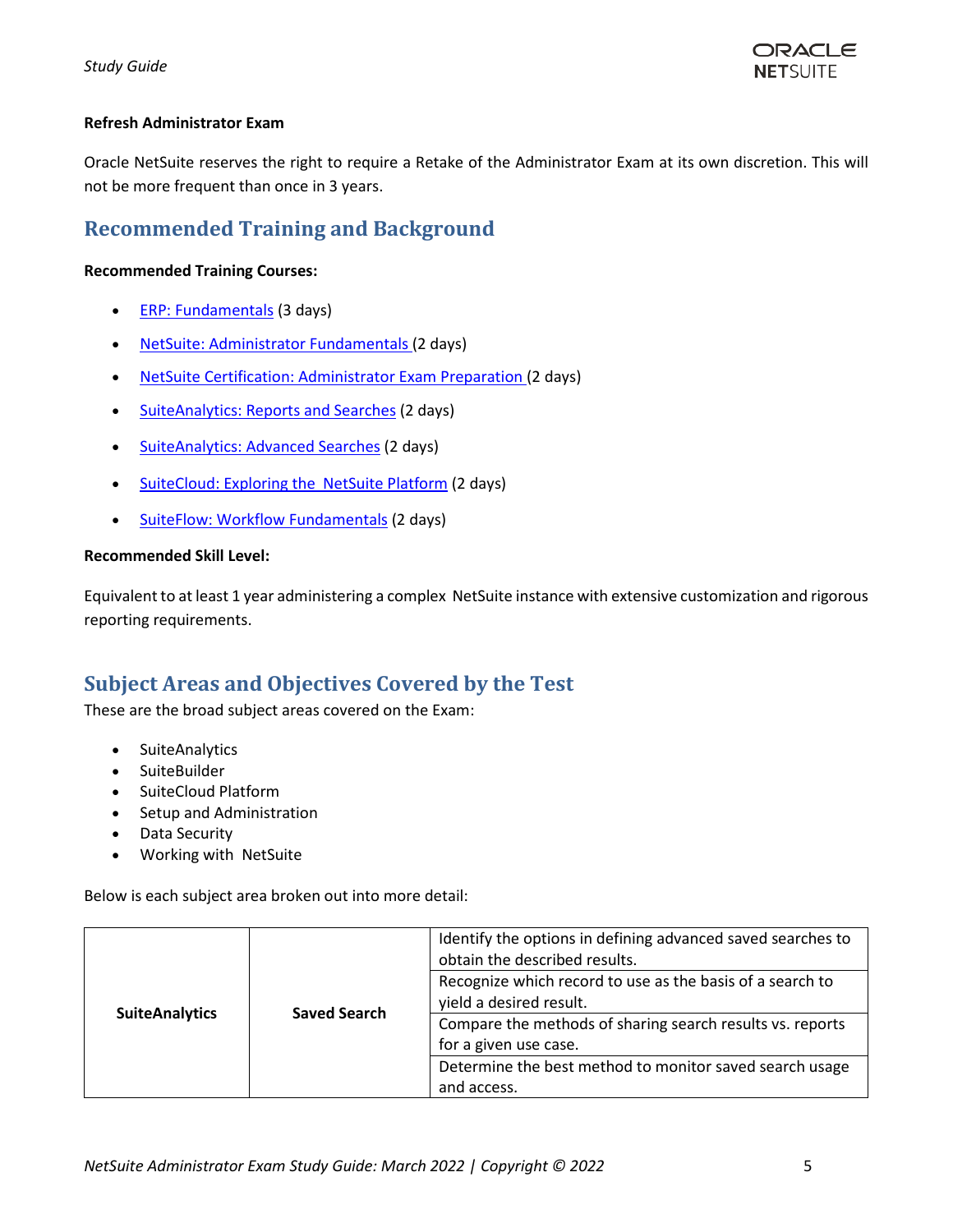**Refresh Administrator Exam**

Oracle NetSuite reserves the right to require a Retake of the Administrator Exam at its own discretion. This will not be more frequent than once in 3 years.

## Recommended Training and Background

**Recommended Training Courses:**

- ERP: Fundamentals (3 days)
- NetSuite: Administrator Fundamentals (2 days)
- NetSuite Certification: Administrator Exam Preparation (2 days)
- SuiteAnalytics: Reports and Searches (2 days)
- SuiteAnalytics: Advanced Searches (2 days)
- SuiteCloud: Exploring the NetSuite Platform (2 days)
- SuiteFlow: Workflow Fundamentals (2 days)

**Recommended Skill Level:**

Equivalent to at least 1 year administering a complex NetSuite instance with extensive customization and rigorous reporting requirements.

## Subject Areas and Objectives Covered by the Test

These are the broad subject areas covered on the Exam:

- SuiteAnalytics
- SuiteBuilder
- SuiteCloud Platform
- Setup and Administration
- Data Security
- Working with NetSuite

Below is each subject area broken out into more detail:

| | | |
|---|---|---|
| **SuiteAnalytics** | **Saved Search** | Identify the options in defining advanced saved searches to obtain the described results. |
| | | Recognize which record to use as the basis of a search to yield a desired result. |
| | | Compare the methods of sharing search results vs. reports for a given use case. |
| | | Determine the best method to monitor saved search usage and access. |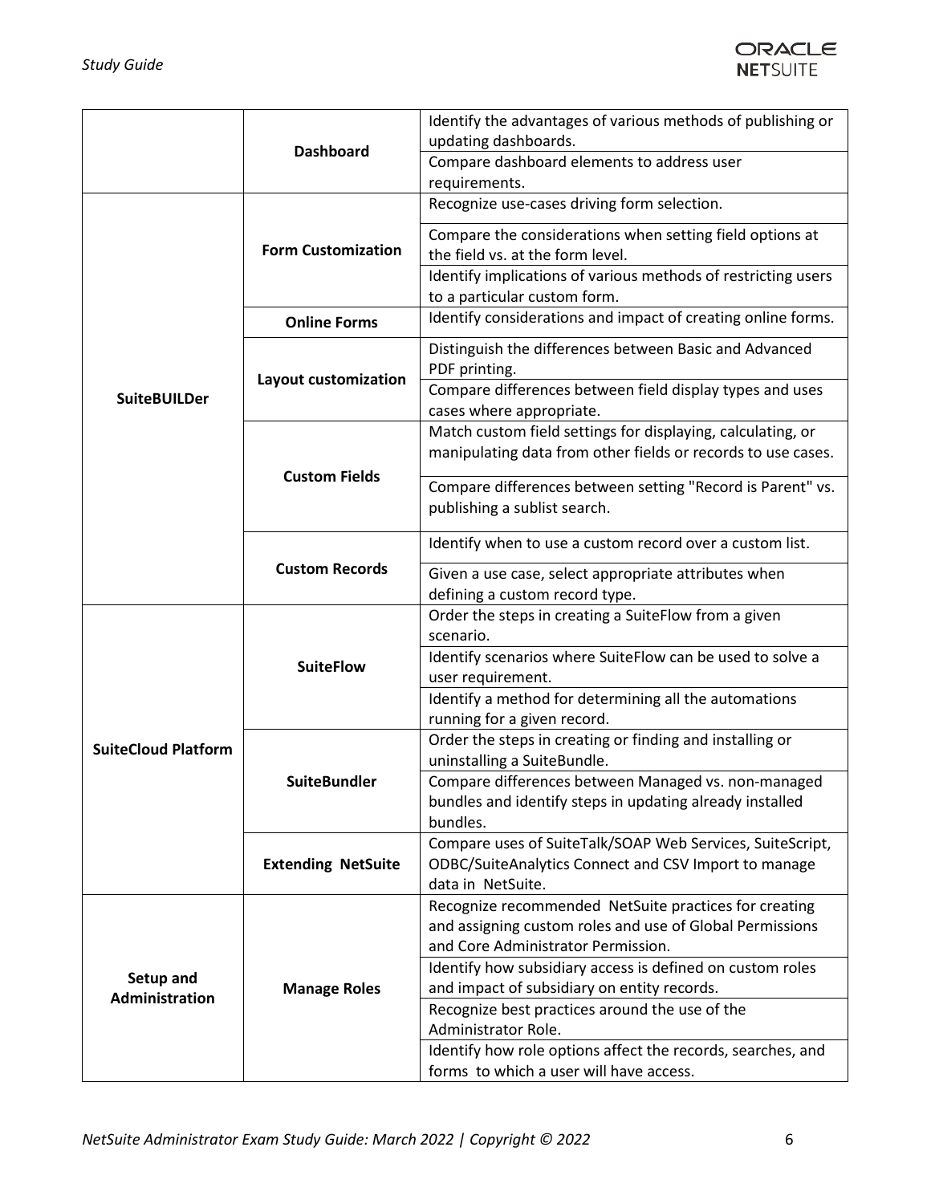| | | |
|---|---|---|
| | **Dashboard** | Identify the advantages of various methods of publishing or updating dashboards. |
| | | Compare dashboard elements to address user requirements. |
| **SuiteBUILDer** | **Form Customization** | Recognize use-cases driving form selection. |
| | | Compare the considerations when setting field options at the field vs. at the form level. |
| | | Identify implications of various methods of restricting users to a particular custom form. |
| | **Online Forms** | Identify considerations and impact of creating online forms. |
| | **Layout customization** | Distinguish the differences between Basic and Advanced PDF printing. |
| | | Compare differences between field display types and uses cases where appropriate. |
| | **Custom Fields** | Match custom field settings for displaying, calculating, or manipulating data from other fields or records to use cases. |
| | | Compare differences between setting "Record is Parent" vs. publishing a sublist search. |
| | **Custom Records** | Identify when to use a custom record over a custom list. |
| | | Given a use case, select appropriate attributes when defining a custom record type. |
| **SuiteCloud Platform** | **SuiteFlow** | Order the steps in creating a SuiteFlow from a given scenario. |
| | | Identify scenarios where SuiteFlow can be used to solve a user requirement. |
| | | Identify a method for determining all the automations running for a given record. |
| | **SuiteBundler** | Order the steps in creating or finding and installing or uninstalling a SuiteBundle. |
| | | Compare differences between Managed vs. non-managed bundles and identify steps in updating already installed bundles. |
| | **Extending NetSuite** | Compare uses of SuiteTalk/SOAP Web Services, SuiteScript, ODBC/SuiteAnalytics Connect and CSV Import to manage data in NetSuite. |
| **Setup and Administration** | **Manage Roles** | Recognize recommended NetSuite practices for creating and assigning custom roles and use of Global Permissions and Core Administrator Permission. |
| | | Identify how subsidiary access is defined on custom roles and impact of subsidiary on entity records. |
| | | Recognize best practices around the use of the Administrator Role. |
| | | Identify how role options affect the records, searches, and forms to which a user will have access. |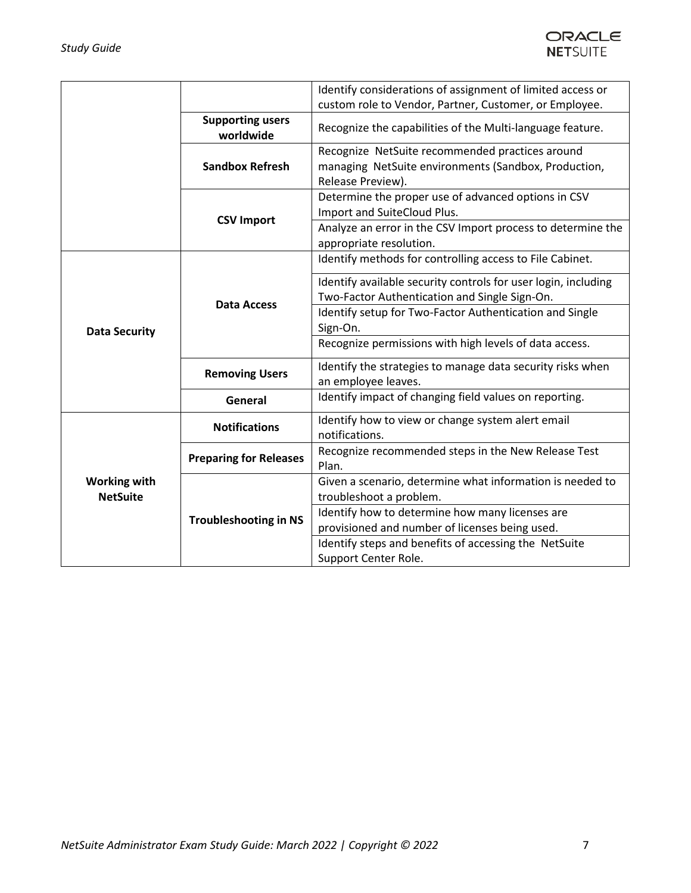| | | |
|---|---|---|
| | | Identify considerations of assignment of limited access or custom role to Vendor, Partner, Customer, or Employee. |
| | **Supporting users worldwide** | Recognize the capabilities of the Multi-language feature. |
| | **Sandbox Refresh** | Recognize NetSuite recommended practices around managing NetSuite environments (Sandbox, Production, Release Preview). |
| | **CSV Import** | Determine the proper use of advanced options in CSV Import and SuiteCloud Plus. |
| | | Analyze an error in the CSV Import process to determine the appropriate resolution. |
| **Data Security** | **Data Access** | Identify methods for controlling access to File Cabinet. |
| | | Identify available security controls for user login, including Two-Factor Authentication and Single Sign-On. |
| | | Identify setup for Two-Factor Authentication and Single Sign-On. |
| | | Recognize permissions with high levels of data access. |
| | **Removing Users** | Identify the strategies to manage data security risks when an employee leaves. |
| | **General** | Identify impact of changing field values on reporting. |
| **Working with NetSuite** | **Notifications** | Identify how to view or change system alert email notifications. |
| | **Preparing for Releases** | Recognize recommended steps in the New Release Test Plan. |
| | **Troubleshooting in NS** | Given a scenario, determine what information is needed to troubleshoot a problem. |
| | | Identify how to determine how many licenses are provisioned and number of licenses being used. |
| | | Identify steps and benefits of accessing the NetSuite Support Center Role. |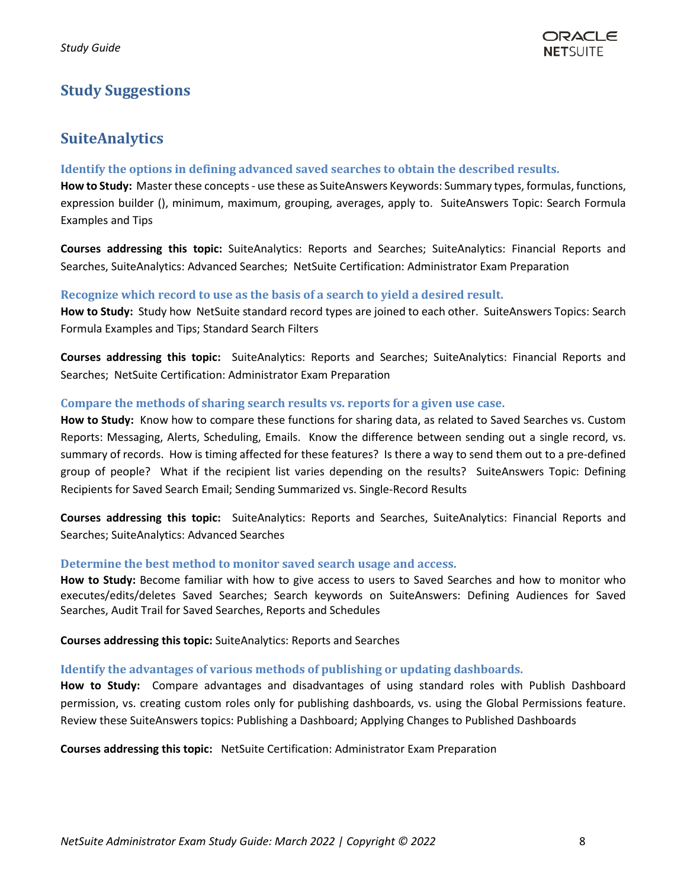## Study Suggestions

## SuiteAnalytics

### Identify the options in defining advanced saved searches to obtain the described results.

**How to Study:** Master these concepts - use these as SuiteAnswers Keywords: Summary types, formulas, functions, expression builder (), minimum, maximum, grouping, averages, apply to. SuiteAnswers Topic: Search Formula Examples and Tips

**Courses addressing this topic:** SuiteAnalytics: Reports and Searches; SuiteAnalytics: Financial Reports and Searches, SuiteAnalytics: Advanced Searches; NetSuite Certification: Administrator Exam Preparation

### Recognize which record to use as the basis of a search to yield a desired result.

**How to Study:** Study how NetSuite standard record types are joined to each other. SuiteAnswers Topics: Search Formula Examples and Tips; Standard Search Filters

**Courses addressing this topic:** SuiteAnalytics: Reports and Searches; SuiteAnalytics: Financial Reports and Searches; NetSuite Certification: Administrator Exam Preparation

### Compare the methods of sharing search results vs. reports for a given use case.

**How to Study:** Know how to compare these functions for sharing data, as related to Saved Searches vs. Custom Reports: Messaging, Alerts, Scheduling, Emails. Know the difference between sending out a single record, vs. summary of records. How is timing affected for these features? Is there a way to send them out to a pre-defined group of people? What if the recipient list varies depending on the results? SuiteAnswers Topic: Defining Recipients for Saved Search Email; Sending Summarized vs. Single-Record Results

**Courses addressing this topic:** SuiteAnalytics: Reports and Searches, SuiteAnalytics: Financial Reports and Searches; SuiteAnalytics: Advanced Searches

### Determine the best method to monitor saved search usage and access.

**How to Study:** Become familiar with how to give access to users to Saved Searches and how to monitor who executes/edits/deletes Saved Searches; Search keywords on SuiteAnswers: Defining Audiences for Saved Searches, Audit Trail for Saved Searches, Reports and Schedules

**Courses addressing this topic:** SuiteAnalytics: Reports and Searches

### Identify the advantages of various methods of publishing or updating dashboards.

**How to Study:** Compare advantages and disadvantages of using standard roles with Publish Dashboard permission, vs. creating custom roles only for publishing dashboards, vs. using the Global Permissions feature. Review these SuiteAnswers topics: Publishing a Dashboard; Applying Changes to Published Dashboards

**Courses addressing this topic:** NetSuite Certification: Administrator Exam Preparation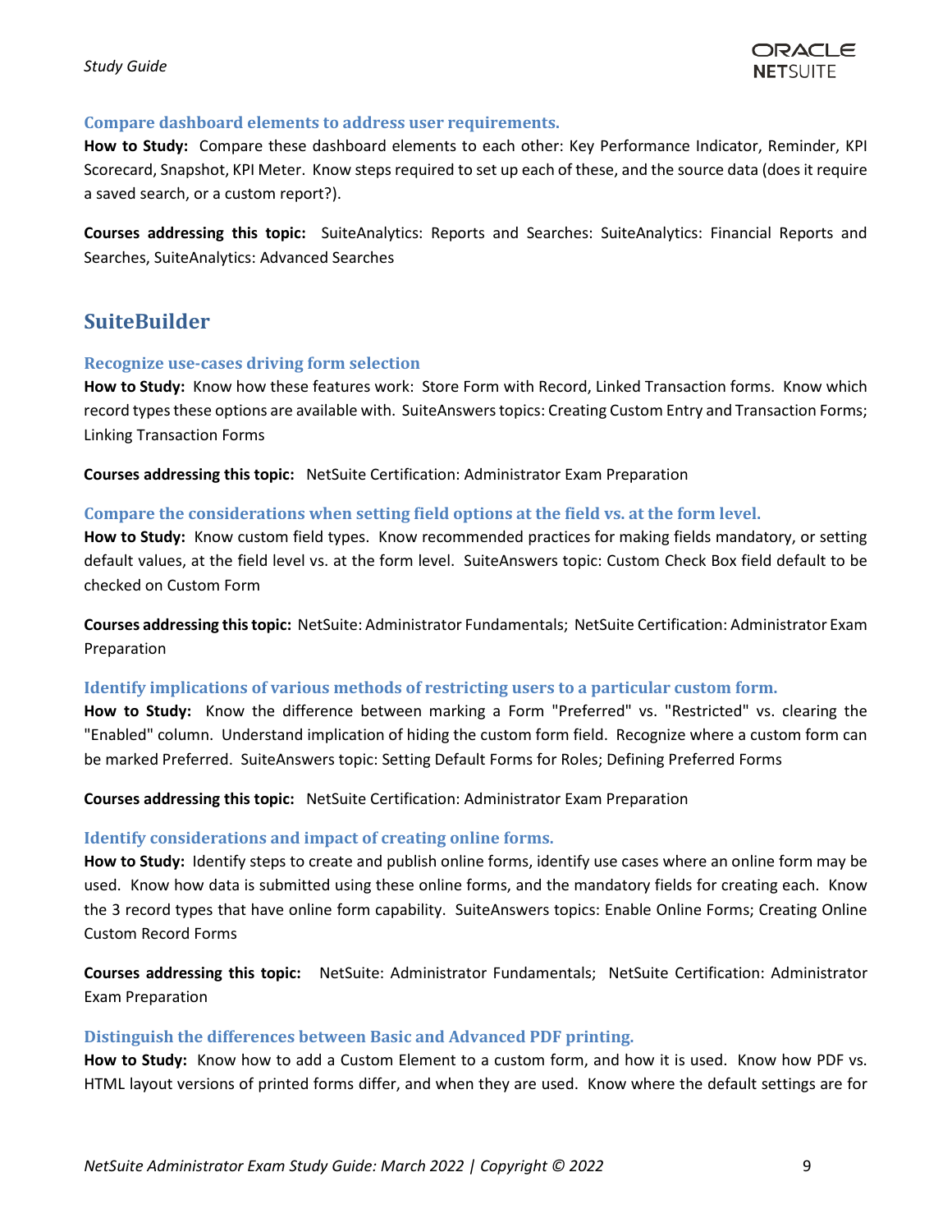### Compare dashboard elements to address user requirements.

**How to Study:** Compare these dashboard elements to each other: Key Performance Indicator, Reminder, KPI Scorecard, Snapshot, KPI Meter. Know steps required to set up each of these, and the source data (does it require a saved search, or a custom report?).

**Courses addressing this topic:** SuiteAnalytics: Reports and Searches: SuiteAnalytics: Financial Reports and Searches, SuiteAnalytics: Advanced Searches

## SuiteBuilder

### Recognize use-cases driving form selection

**How to Study:** Know how these features work: Store Form with Record, Linked Transaction forms. Know which record types these options are available with. SuiteAnswers topics: Creating Custom Entry and Transaction Forms; Linking Transaction Forms

**Courses addressing this topic:** NetSuite Certification: Administrator Exam Preparation

### Compare the considerations when setting field options at the field vs. at the form level.

**How to Study:** Know custom field types. Know recommended practices for making fields mandatory, or setting default values, at the field level vs. at the form level. SuiteAnswers topic: Custom Check Box field default to be checked on Custom Form

**Courses addressing this topic:** NetSuite: Administrator Fundamentals; NetSuite Certification: Administrator Exam Preparation

### Identify implications of various methods of restricting users to a particular custom form.

**How to Study:** Know the difference between marking a Form "Preferred" vs. "Restricted" vs. clearing the "Enabled" column. Understand implication of hiding the custom form field. Recognize where a custom form can be marked Preferred. SuiteAnswers topic: Setting Default Forms for Roles; Defining Preferred Forms

**Courses addressing this topic:** NetSuite Certification: Administrator Exam Preparation

### Identify considerations and impact of creating online forms.

**How to Study:** Identify steps to create and publish online forms, identify use cases where an online form may be used. Know how data is submitted using these online forms, and the mandatory fields for creating each. Know the 3 record types that have online form capability. SuiteAnswers topics: Enable Online Forms; Creating Online Custom Record Forms

**Courses addressing this topic:** NetSuite: Administrator Fundamentals; NetSuite Certification: Administrator Exam Preparation

### Distinguish the differences between Basic and Advanced PDF printing.

**How to Study:** Know how to add a Custom Element to a custom form, and how it is used. Know how PDF vs. HTML layout versions of printed forms differ, and when they are used. Know where the default settings are for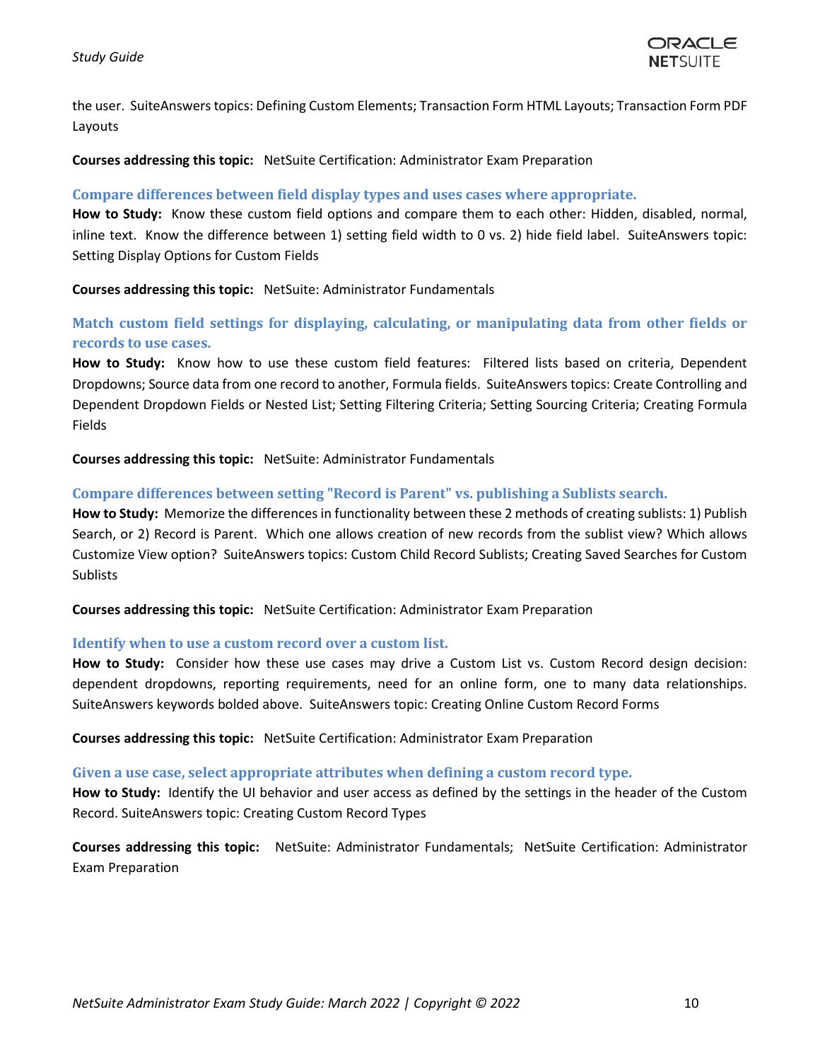the user. SuiteAnswers topics: Defining Custom Elements; Transaction Form HTML Layouts; Transaction Form PDF Layouts

**Courses addressing this topic:** NetSuite Certification: Administrator Exam Preparation

### Compare differences between field display types and uses cases where appropriate.

**How to Study:** Know these custom field options and compare them to each other: Hidden, disabled, normal, inline text. Know the difference between 1) setting field width to 0 vs. 2) hide field label. SuiteAnswers topic: Setting Display Options for Custom Fields

**Courses addressing this topic:** NetSuite: Administrator Fundamentals

### Match custom field settings for displaying, calculating, or manipulating data from other fields or records to use cases.

**How to Study:** Know how to use these custom field features: Filtered lists based on criteria, Dependent Dropdowns; Source data from one record to another, Formula fields. SuiteAnswers topics: Create Controlling and Dependent Dropdown Fields or Nested List; Setting Filtering Criteria; Setting Sourcing Criteria; Creating Formula Fields

**Courses addressing this topic:** NetSuite: Administrator Fundamentals

### Compare differences between setting "Record is Parent" vs. publishing a Sublists search.

**How to Study:** Memorize the differences in functionality between these 2 methods of creating sublists: 1) Publish Search, or 2) Record is Parent. Which one allows creation of new records from the sublist view? Which allows Customize View option? SuiteAnswers topics: Custom Child Record Sublists; Creating Saved Searches for Custom Sublists

**Courses addressing this topic:** NetSuite Certification: Administrator Exam Preparation

### Identify when to use a custom record over a custom list.

**How to Study:** Consider how these use cases may drive a Custom List vs. Custom Record design decision: dependent dropdowns, reporting requirements, need for an online form, one to many data relationships. SuiteAnswers keywords bolded above. SuiteAnswers topic: Creating Online Custom Record Forms

**Courses addressing this topic:** NetSuite Certification: Administrator Exam Preparation

### Given a use case, select appropriate attributes when defining a custom record type.

**How to Study:** Identify the UI behavior and user access as defined by the settings in the header of the Custom Record. SuiteAnswers topic: Creating Custom Record Types

**Courses addressing this topic:** NetSuite: Administrator Fundamentals; NetSuite Certification: Administrator Exam Preparation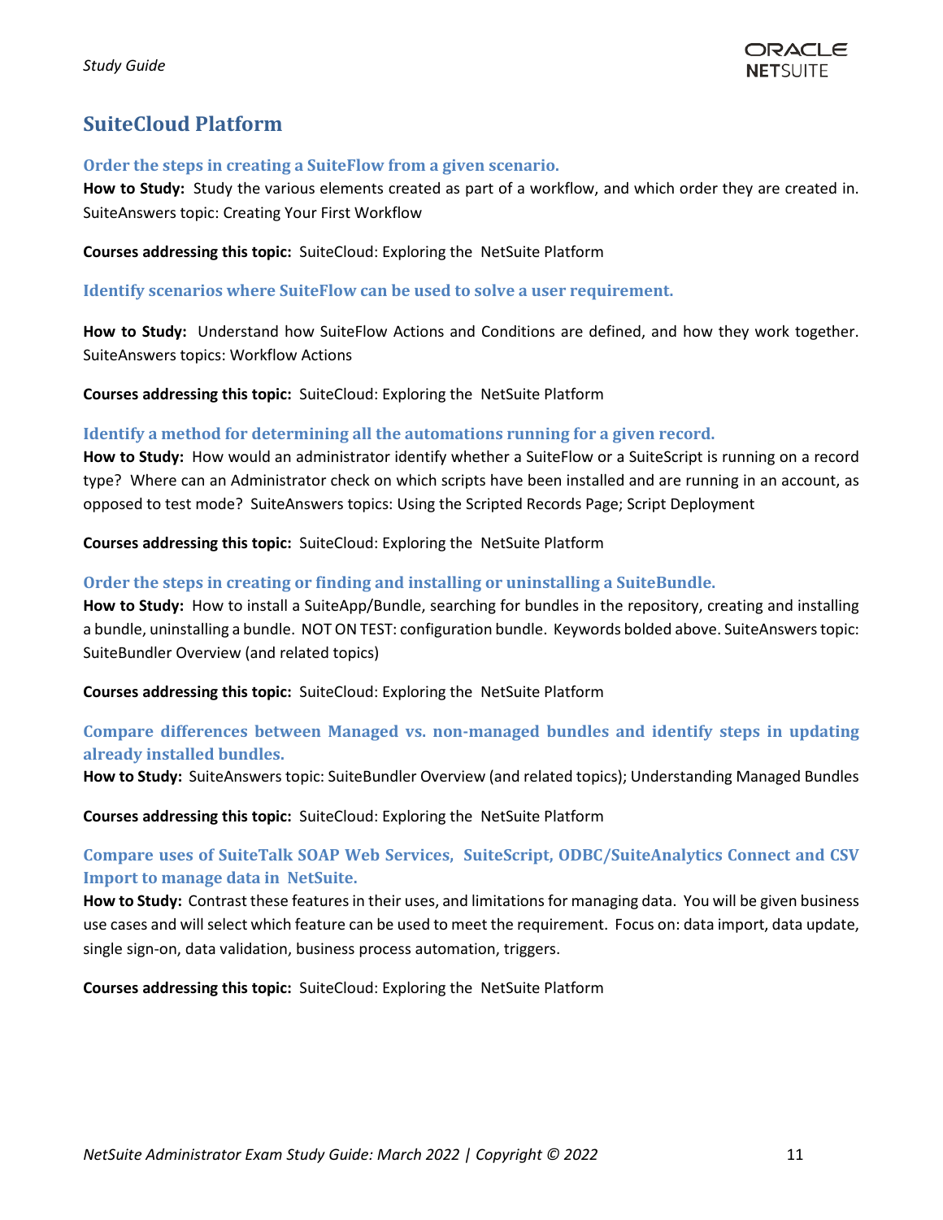## SuiteCloud Platform

### Order the steps in creating a SuiteFlow from a given scenario.

**How to Study:** Study the various elements created as part of a workflow, and which order they are created in. SuiteAnswers topic: Creating Your First Workflow

**Courses addressing this topic:** SuiteCloud: Exploring the NetSuite Platform

### Identify scenarios where SuiteFlow can be used to solve a user requirement.

**How to Study:** Understand how SuiteFlow Actions and Conditions are defined, and how they work together. SuiteAnswers topics: Workflow Actions

**Courses addressing this topic:** SuiteCloud: Exploring the NetSuite Platform

### Identify a method for determining all the automations running for a given record.

**How to Study:** How would an administrator identify whether a SuiteFlow or a SuiteScript is running on a record type? Where can an Administrator check on which scripts have been installed and are running in an account, as opposed to test mode? SuiteAnswers topics: Using the Scripted Records Page; Script Deployment

**Courses addressing this topic:** SuiteCloud: Exploring the NetSuite Platform

### Order the steps in creating or finding and installing or uninstalling a SuiteBundle.

**How to Study:** How to install a SuiteApp/Bundle, searching for bundles in the repository, creating and installing a bundle, uninstalling a bundle. NOT ON TEST: configuration bundle. Keywords bolded above. SuiteAnswers topic: SuiteBundler Overview (and related topics)

**Courses addressing this topic:** SuiteCloud: Exploring the NetSuite Platform

### Compare differences between Managed vs. non-managed bundles and identify steps in updating already installed bundles.

**How to Study:** SuiteAnswers topic: SuiteBundler Overview (and related topics); Understanding Managed Bundles

**Courses addressing this topic:** SuiteCloud: Exploring the NetSuite Platform

### Compare uses of SuiteTalk SOAP Web Services, SuiteScript, ODBC/SuiteAnalytics Connect and CSV Import to manage data in NetSuite.

**How to Study:** Contrast these features in their uses, and limitations for managing data. You will be given business use cases and will select which feature can be used to meet the requirement. Focus on: data import, data update, single sign-on, data validation, business process automation, triggers.

**Courses addressing this topic:** SuiteCloud: Exploring the NetSuite Platform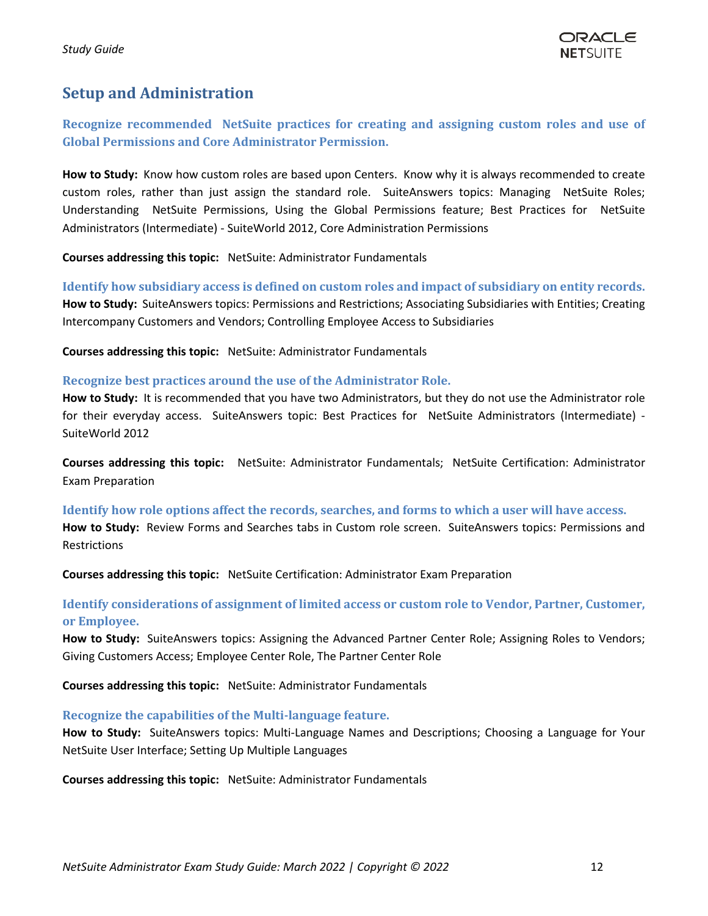## Setup and Administration

### Recognize recommended NetSuite practices for creating and assigning custom roles and use of Global Permissions and Core Administrator Permission.

**How to Study:** Know how custom roles are based upon Centers. Know why it is always recommended to create custom roles, rather than just assign the standard role. SuiteAnswers topics: Managing NetSuite Roles; Understanding NetSuite Permissions, Using the Global Permissions feature; Best Practices for NetSuite Administrators (Intermediate) - SuiteWorld 2012, Core Administration Permissions

**Courses addressing this topic:** NetSuite: Administrator Fundamentals

### Identify how subsidiary access is defined on custom roles and impact of subsidiary on entity records.

**How to Study:** SuiteAnswers topics: Permissions and Restrictions; Associating Subsidiaries with Entities; Creating Intercompany Customers and Vendors; Controlling Employee Access to Subsidiaries

**Courses addressing this topic:** NetSuite: Administrator Fundamentals

### Recognize best practices around the use of the Administrator Role.

**How to Study:** It is recommended that you have two Administrators, but they do not use the Administrator role for their everyday access. SuiteAnswers topic: Best Practices for NetSuite Administrators (Intermediate) - SuiteWorld 2012

**Courses addressing this topic:** NetSuite: Administrator Fundamentals; NetSuite Certification: Administrator Exam Preparation

### Identify how role options affect the records, searches, and forms to which a user will have access.

**How to Study:** Review Forms and Searches tabs in Custom role screen. SuiteAnswers topics: Permissions and Restrictions

**Courses addressing this topic:** NetSuite Certification: Administrator Exam Preparation

### Identify considerations of assignment of limited access or custom role to Vendor, Partner, Customer, or Employee.

**How to Study:** SuiteAnswers topics: Assigning the Advanced Partner Center Role; Assigning Roles to Vendors; Giving Customers Access; Employee Center Role, The Partner Center Role

**Courses addressing this topic:** NetSuite: Administrator Fundamentals

### Recognize the capabilities of the Multi-language feature.

**How to Study:** SuiteAnswers topics: Multi-Language Names and Descriptions; Choosing a Language for Your NetSuite User Interface; Setting Up Multiple Languages

**Courses addressing this topic:** NetSuite: Administrator Fundamentals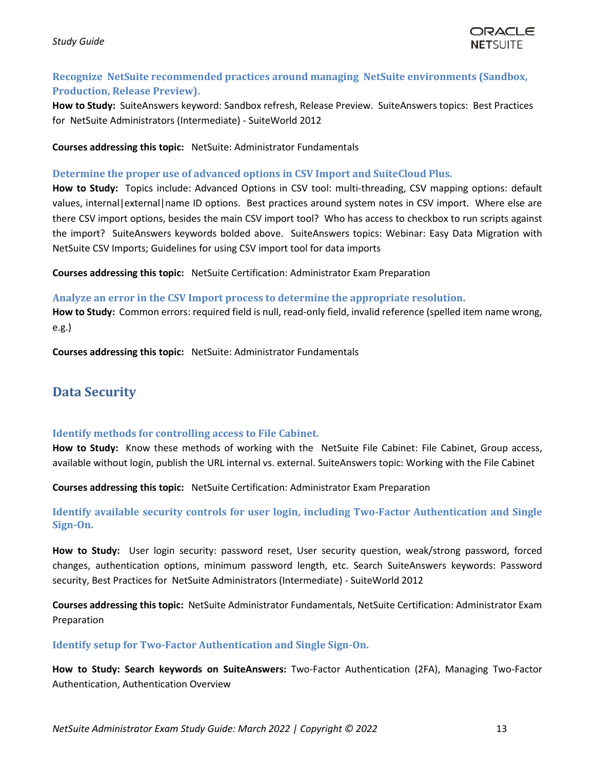### Recognize NetSuite recommended practices around managing NetSuite environments (Sandbox, Production, Release Preview).

**How to Study:** SuiteAnswers keyword: Sandbox refresh, Release Preview. SuiteAnswers topics: Best Practices for NetSuite Administrators (Intermediate) - SuiteWorld 2012

**Courses addressing this topic:** NetSuite: Administrator Fundamentals

### Determine the proper use of advanced options in CSV Import and SuiteCloud Plus.

**How to Study:** Topics include: Advanced Options in CSV tool: multi-threading, CSV mapping options: default values, internal|external|name ID options. Best practices around system notes in CSV import. Where else are there CSV import options, besides the main CSV import tool? Who has access to checkbox to run scripts against the import? SuiteAnswers keywords bolded above. SuiteAnswers topics: Webinar: Easy Data Migration with NetSuite CSV Imports; Guidelines for using CSV import tool for data imports

**Courses addressing this topic:** NetSuite Certification: Administrator Exam Preparation

### Analyze an error in the CSV Import process to determine the appropriate resolution.

**How to Study:** Common errors: required field is null, read-only field, invalid reference (spelled item name wrong, e.g.)

**Courses addressing this topic:** NetSuite: Administrator Fundamentals

## Data Security

### Identify methods for controlling access to File Cabinet.

**How to Study:** Know these methods of working with the NetSuite File Cabinet: File Cabinet, Group access, available without login, publish the URL internal vs. external. SuiteAnswers topic: Working with the File Cabinet

**Courses addressing this topic:** NetSuite Certification: Administrator Exam Preparation

### Identify available security controls for user login, including Two-Factor Authentication and Single Sign-On.

**How to Study:** User login security: password reset, User security question, weak/strong password, forced changes, authentication options, minimum password length, etc. Search SuiteAnswers keywords: Password security, Best Practices for NetSuite Administrators (Intermediate) - SuiteWorld 2012

**Courses addressing this topic:** NetSuite Administrator Fundamentals, NetSuite Certification: Administrator Exam Preparation

### Identify setup for Two-Factor Authentication and Single Sign-On.

**How to Study: Search keywords on SuiteAnswers:** Two-Factor Authentication (2FA), Managing Two-Factor Authentication, Authentication Overview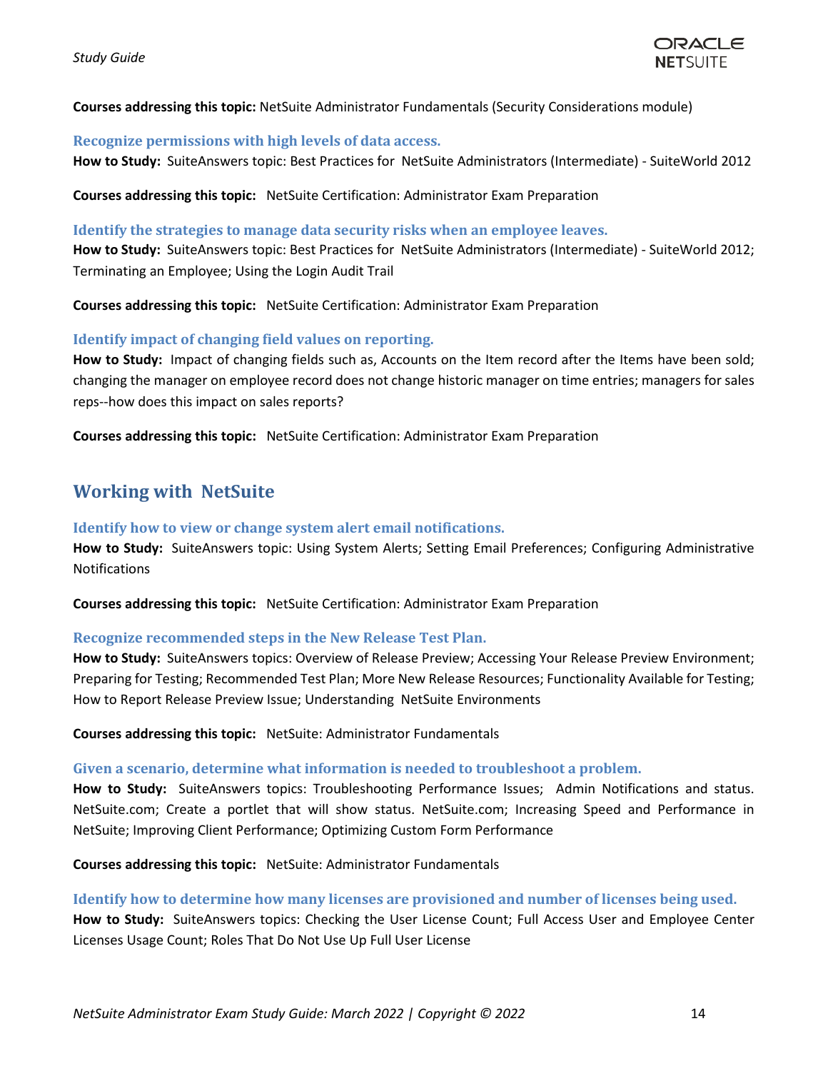**Courses addressing this topic:** NetSuite Administrator Fundamentals (Security Considerations module)

### Recognize permissions with high levels of data access.

**How to Study:** SuiteAnswers topic: Best Practices for NetSuite Administrators (Intermediate) - SuiteWorld 2012

**Courses addressing this topic:** NetSuite Certification: Administrator Exam Preparation

### Identify the strategies to manage data security risks when an employee leaves.

**How to Study:** SuiteAnswers topic: Best Practices for NetSuite Administrators (Intermediate) - SuiteWorld 2012; Terminating an Employee; Using the Login Audit Trail

**Courses addressing this topic:** NetSuite Certification: Administrator Exam Preparation

### Identify impact of changing field values on reporting.

**How to Study:** Impact of changing fields such as, Accounts on the Item record after the Items have been sold; changing the manager on employee record does not change historic manager on time entries; managers for sales reps--how does this impact on sales reports?

**Courses addressing this topic:** NetSuite Certification: Administrator Exam Preparation

## Working with NetSuite

### Identify how to view or change system alert email notifications.

**How to Study:** SuiteAnswers topic: Using System Alerts; Setting Email Preferences; Configuring Administrative Notifications

**Courses addressing this topic:** NetSuite Certification: Administrator Exam Preparation

### Recognize recommended steps in the New Release Test Plan.

**How to Study:** SuiteAnswers topics: Overview of Release Preview; Accessing Your Release Preview Environment; Preparing for Testing; Recommended Test Plan; More New Release Resources; Functionality Available for Testing; How to Report Release Preview Issue; Understanding NetSuite Environments

**Courses addressing this topic:** NetSuite: Administrator Fundamentals

### Given a scenario, determine what information is needed to troubleshoot a problem.

**How to Study:** SuiteAnswers topics: Troubleshooting Performance Issues; Admin Notifications and status. NetSuite.com; Create a portlet that will show status. NetSuite.com; Increasing Speed and Performance in NetSuite; Improving Client Performance; Optimizing Custom Form Performance

**Courses addressing this topic:** NetSuite: Administrator Fundamentals

### Identify how to determine how many licenses are provisioned and number of licenses being used.

**How to Study:** SuiteAnswers topics: Checking the User License Count; Full Access User and Employee Center Licenses Usage Count; Roles That Do Not Use Up Full User License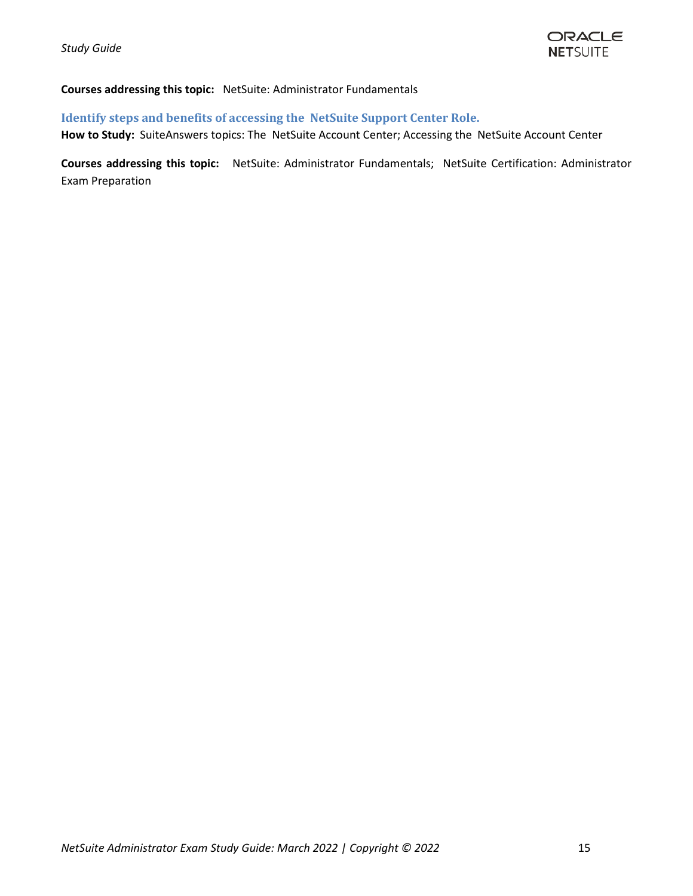**Courses addressing this topic:** NetSuite: Administrator Fundamentals

### Identify steps and benefits of accessing the NetSuite Support Center Role.

**How to Study:** SuiteAnswers topics: The NetSuite Account Center; Accessing the NetSuite Account Center

**Courses addressing this topic:** NetSuite: Administrator Fundamentals; NetSuite Certification: Administrator Exam Preparation